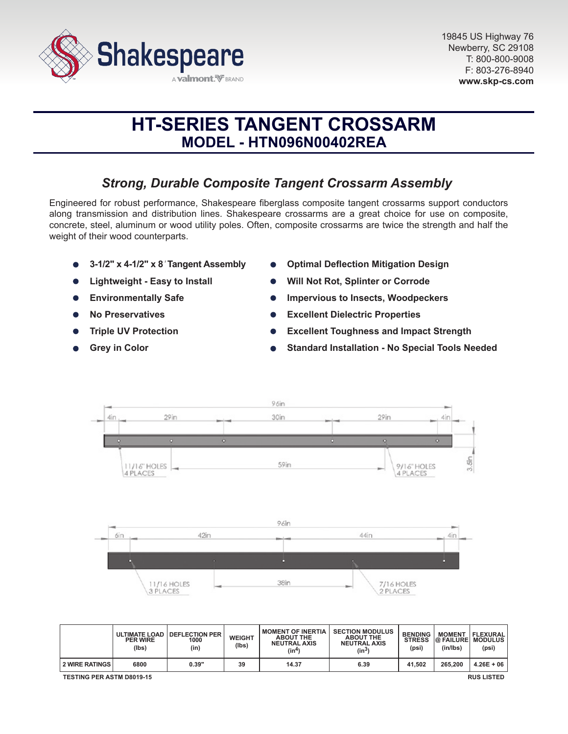Shakespeare

A valmont BRAND

19845 US Highway 76
Newberry, SC 29108
T: 800-800-9008
F: 803-276-8940
**www.skp-cs.com**

# HT-SERIES TANGENT CROSSARM
## MODEL - HTN096N00402REA

### *Strong, Durable Composite Tangent Crossarm Assembly*

Engineered for robust performance, Shakespeare fiberglass composite tangent crossarms support conductors along transmission and distribution lines. Shakespeare crossarms are a great choice for use on composite, concrete, steel, aluminum or wood utility poles. Often, composite crossarms are twice the strength and half the weight of their wood counterparts.

- **3-1/2" x 4-1/2" x 8' Tangent Assembly**
- **Lightweight - Easy to Install**
- **Environmentally Safe**
- **No Preservatives**
- **Triple UV Protection**
- **Grey in Color**
- **Optimal Deflection Mitigation Design**
- **Will Not Rot, Splinter or Corrode**
- **Impervious to Insects, Woodpeckers**
- **Excellent Dielectric Properties**
- **Excellent Toughness and Impact Strength**
- **Standard Installation - No Special Tools Needed**

96in; 4in, 29in, 30in, 29in, 4in; 11/16" HOLES 4 PLACES; 59in; 9/16" HOLES 4 PLACES; 3.5in

96in; 6in, 42in, 44in, 4in; 11/16 HOLES 3 PLACES; 38in; 7/16 HOLES 2 PLACES

| | ULTIMATE LOAD PER WIRE (lbs) | DEFLECTION PER 1000 (in) | WEIGHT (lbs) | MOMENT OF INERTIA ABOUT THE NEUTRAL AXIS ($in^4$) | SECTION MODULUS ABOUT THE NEUTRAL AXIS ($in^3$) | BENDING STRESS (psi) | MOMENT @ FAILURE (in/lbs) | FLEXURAL MODULUS (psi) |
|---|---|---|---|---|---|---|---|---|
| 2 WIRE RATINGS | 6800 | 0.39" | 39 | 14.37 | 6.39 | 41,502 | 265,200 | 4.26E + 06 |

TESTING PER ASTM D8019-15

RUS LISTED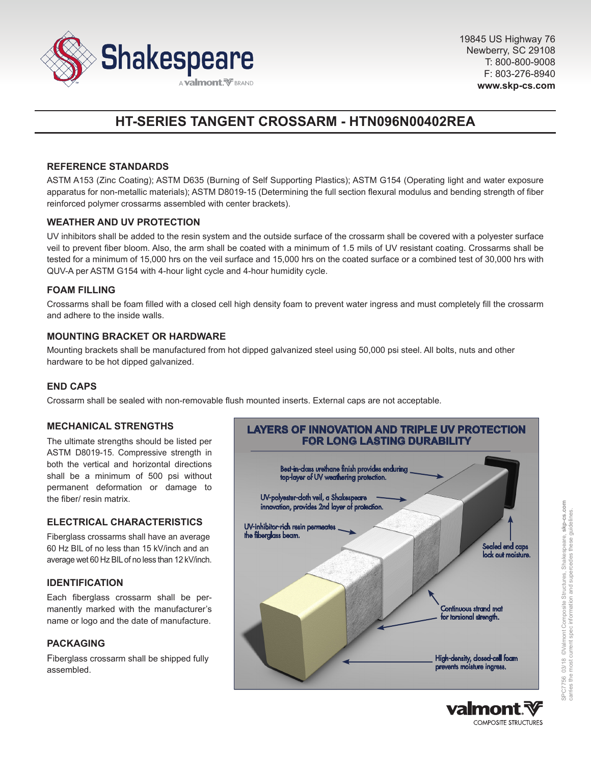Shakespeare

A valmont BRAND

19845 US Highway 76
Newberry, SC 29108
T: 800-800-9008
F: 803-276-8940
**www.skp-cs.com**

# HT-SERIES TANGENT CROSSARM - HTN096N00402REA

## REFERENCE STANDARDS

ASTM A153 (Zinc Coating); ASTM D635 (Burning of Self Supporting Plastics); ASTM G154 (Operating light and water exposure apparatus for non-metallic materials); ASTM D8019-15 (Determining the full section flexural modulus and bending strength of fiber reinforced polymer crossarms assembled with center brackets).

## WEATHER AND UV PROTECTION

UV inhibitors shall be added to the resin system and the outside surface of the crossarm shall be covered with a polyester surface veil to prevent fiber bloom. Also, the arm shall be coated with a minimum of 1.5 mils of UV resistant coating. Crossarms shall be tested for a minimum of 15,000 hrs on the veil surface and 15,000 hrs on the coated surface or a combined test of 30,000 hrs with QUV-A per ASTM G154 with 4-hour light cycle and 4-hour humidity cycle.

## FOAM FILLING

Crossarms shall be foam filled with a closed cell high density foam to prevent water ingress and must completely fill the crossarm and adhere to the inside walls.

## MOUNTING BRACKET OR HARDWARE

Mounting brackets shall be manufactured from hot dipped galvanized steel using 50,000 psi steel. All bolts, nuts and other hardware to be hot dipped galvanized.

## END CAPS

Crossarm shall be sealed with non-removable flush mounted inserts. External caps are not acceptable.

## MECHANICAL STRENGTHS

The ultimate strengths should be listed per ASTM D8019-15. Compressive strength in both the vertical and horizontal directions shall be a minimum of 500 psi without permanent deformation or damage to the fiber/ resin matrix.

## ELECTRICAL CHARACTERISTICS

Fiberglass crossarms shall have an average 60 Hz BIL of no less than 15 kV/inch and an average wet 60 Hz BIL of no less than 12 kV/inch.

## IDENTIFICATION

Each fiberglass crossarm shall be permanently marked with the manufacturer's name or logo and the date of manufacture.

## PACKAGING

Fiberglass crossarm shall be shipped fully assembled.

**LAYERS OF INNOVATION AND TRIPLE UV PROTECTION FOR LONG LASTING DURABILITY**

Best-in-class urethane finish provides enduring top-layer of UV weathering protection.

UV-polyester-cloth veil, a Shakespeare innovation, provides 2nd layer of protection.

UV-inhibitor-rich resin permeates the fiberglass beam.

Sealed end caps lock out moisture.

Continuous strand mat for torsional strength.

High-density, closed-cell foam prevents moisture ingress.

valmont COMPOSITE STRUCTURES

SPC7756 03/18 ©Valmont Composite Structures, Shakespeare, **skp-cs.com** carries the most current spec information and supercedes these guidelines.